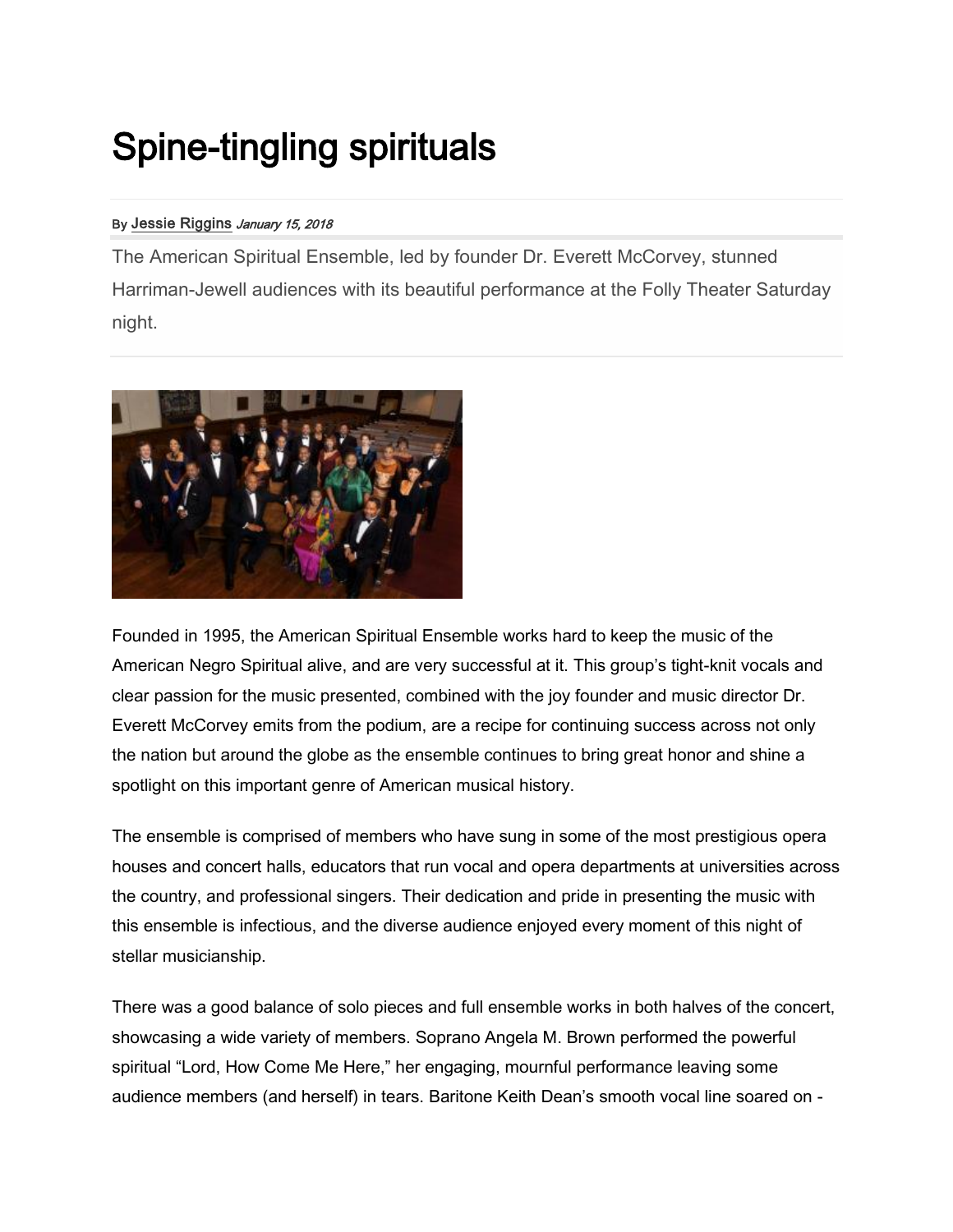# Spine-tingling spirituals

By Jessie Riggins *January 15, 2018*

The American Spiritual Ensemble, led by founder Dr. Everett McCorvey, stunned Harriman-Jewell audiences with its beautiful performance at the Folly Theater Saturday night.

Founded in 1995, the American Spiritual Ensemble works hard to keep the music of the American Negro Spiritual alive, and are very successful at it. This group's tight-knit vocals and clear passion for the music presented, combined with the joy founder and music director Dr. Everett McCorvey emits from the podium, are a recipe for continuing success across not only the nation but around the globe as the ensemble continues to bring great honor and shine a spotlight on this important genre of American musical history.

The ensemble is comprised of members who have sung in some of the most prestigious opera houses and concert halls, educators that run vocal and opera departments at universities across the country, and professional singers. Their dedication and pride in presenting the music with this ensemble is infectious, and the diverse audience enjoyed every moment of this night of stellar musicianship.

There was a good balance of solo pieces and full ensemble works in both halves of the concert, showcasing a wide variety of members. Soprano Angela M. Brown performed the powerful spiritual "Lord, How Come Me Here," her engaging, mournful performance leaving some audience members (and herself) in tears. Baritone Keith Dean's smooth vocal line soared on -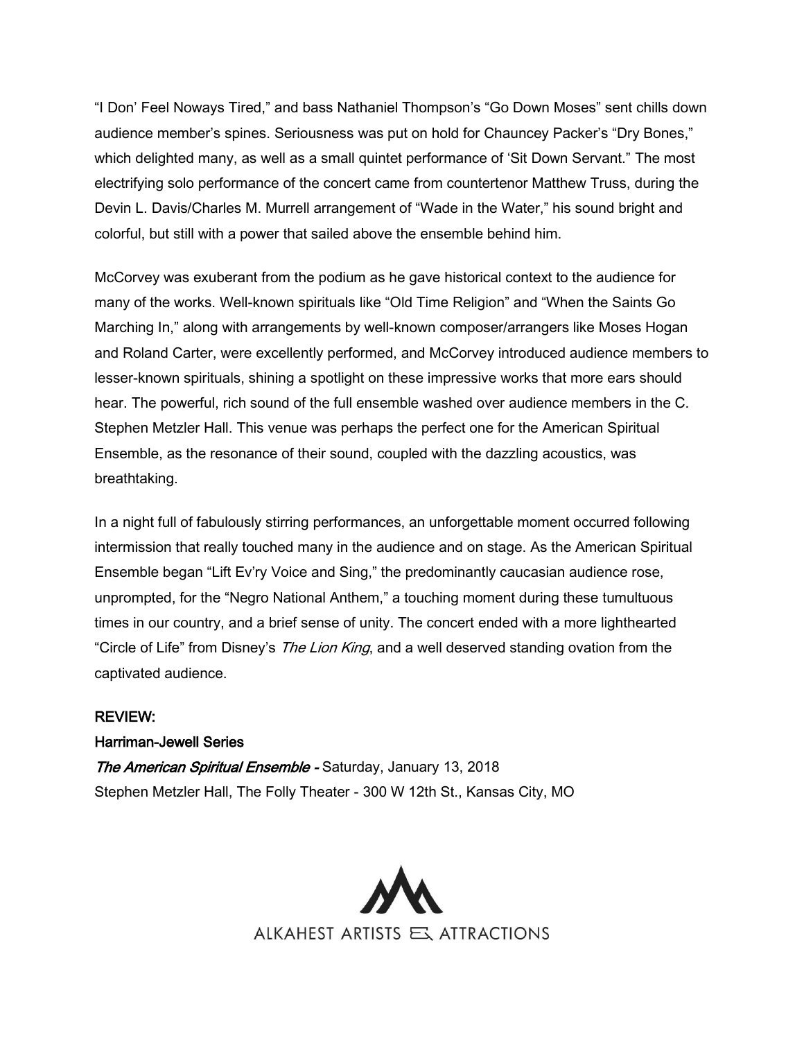"I Don' Feel Noways Tired," and bass Nathaniel Thompson's "Go Down Moses" sent chills down audience member's spines. Seriousness was put on hold for Chauncey Packer's "Dry Bones," which delighted many, as well as a small quintet performance of 'Sit Down Servant." The most electrifying solo performance of the concert came from countertenor Matthew Truss, during the Devin L. Davis/Charles M. Murrell arrangement of "Wade in the Water," his sound bright and colorful, but still with a power that sailed above the ensemble behind him.

McCorvey was exuberant from the podium as he gave historical context to the audience for many of the works. Well-known spirituals like "Old Time Religion" and "When the Saints Go Marching In," along with arrangements by well-known composer/arrangers like Moses Hogan and Roland Carter, were excellently performed, and McCorvey introduced audience members to lesser-known spirituals, shining a spotlight on these impressive works that more ears should hear. The powerful, rich sound of the full ensemble washed over audience members in the C. Stephen Metzler Hall. This venue was perhaps the perfect one for the American Spiritual Ensemble, as the resonance of their sound, coupled with the dazzling acoustics, was breathtaking.

In a night full of fabulously stirring performances, an unforgettable moment occurred following intermission that really touched many in the audience and on stage. As the American Spiritual Ensemble began "Lift Ev'ry Voice and Sing," the predominantly caucasian audience rose, unprompted, for the "Negro National Anthem," a touching moment during these tumultuous times in our country, and a brief sense of unity. The concert ended with a more lighthearted "Circle of Life" from Disney's *The Lion King*, and a well deserved standing ovation from the captivated audience.

**REVIEW:**

**Harriman-Jewell Series**

***The American Spiritual Ensemble -*** Saturday, January 13, 2018

Stephen Metzler Hall, The Folly Theater - 300 W 12th St., Kansas City, MO

ALKAHEST ARTISTS & ATTRACTIONS